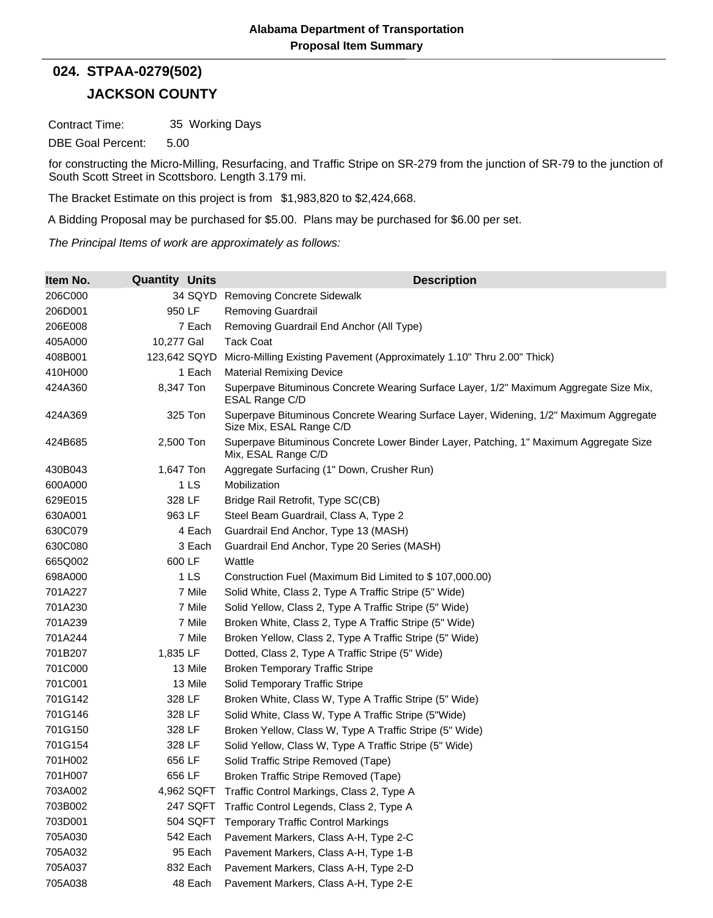**Alabama Department of Transportation**
**Proposal Item Summary**

## 024. STPAA-0279(502)

## JACKSON COUNTY

Contract Time: 35 Working Days

DBE Goal Percent: 5.00

for constructing the Micro-Milling, Resurfacing, and Traffic Stripe on SR-279 from the junction of SR-79 to the junction of South Scott Street in Scottsboro. Length 3.179 mi.

The Bracket Estimate on this project is from $1,983,820 to $2,424,668.

A Bidding Proposal may be purchased for $5.00. Plans may be purchased for $6.00 per set.

*The Principal Items of work are approximately as follows:*

| Item No. | Quantity | Units | Description |
|---|---|---|---|
| 206C000 | 34 | SQYD | Removing Concrete Sidewalk |
| 206D001 | 950 | LF | Removing Guardrail |
| 206E008 | 7 | Each | Removing Guardrail End Anchor (All Type) |
| 405A000 | 10,277 | Gal | Tack Coat |
| 408B001 | 123,642 | SQYD | Micro-Milling Existing Pavement (Approximately 1.10" Thru 2.00" Thick) |
| 410H000 | 1 | Each | Material Remixing Device |
| 424A360 | 8,347 | Ton | Superpave Bituminous Concrete Wearing Surface Layer, 1/2" Maximum Aggregate Size Mix, ESAL Range C/D |
| 424A369 | 325 | Ton | Superpave Bituminous Concrete Wearing Surface Layer, Widening, 1/2" Maximum Aggregate Size Mix, ESAL Range C/D |
| 424B685 | 2,500 | Ton | Superpave Bituminous Concrete Lower Binder Layer, Patching, 1" Maximum Aggregate Size Mix, ESAL Range C/D |
| 430B043 | 1,647 | Ton | Aggregate Surfacing (1" Down, Crusher Run) |
| 600A000 | 1 | LS | Mobilization |
| 629E015 | 328 | LF | Bridge Rail Retrofit, Type SC(CB) |
| 630A001 | 963 | LF | Steel Beam Guardrail, Class A, Type 2 |
| 630C079 | 4 | Each | Guardrail End Anchor, Type 13 (MASH) |
| 630C080 | 3 | Each | Guardrail End Anchor, Type 20 Series (MASH) |
| 665Q002 | 600 | LF | Wattle |
| 698A000 | 1 | LS | Construction Fuel (Maximum Bid Limited to $ 107,000.00) |
| 701A227 | 7 | Mile | Solid White, Class 2, Type A Traffic Stripe (5" Wide) |
| 701A230 | 7 | Mile | Solid Yellow, Class 2, Type A Traffic Stripe (5" Wide) |
| 701A239 | 7 | Mile | Broken White, Class 2, Type A Traffic Stripe (5" Wide) |
| 701A244 | 7 | Mile | Broken Yellow, Class 2, Type A Traffic Stripe (5" Wide) |
| 701B207 | 1,835 | LF | Dotted, Class 2, Type A Traffic Stripe (5" Wide) |
| 701C000 | 13 | Mile | Broken Temporary Traffic Stripe |
| 701C001 | 13 | Mile | Solid Temporary Traffic Stripe |
| 701G142 | 328 | LF | Broken White, Class W, Type A Traffic Stripe (5" Wide) |
| 701G146 | 328 | LF | Solid White, Class W, Type A Traffic Stripe (5"Wide) |
| 701G150 | 328 | LF | Broken Yellow, Class W, Type A Traffic Stripe (5" Wide) |
| 701G154 | 328 | LF | Solid Yellow, Class W, Type A Traffic Stripe (5" Wide) |
| 701H002 | 656 | LF | Solid Traffic Stripe Removed (Tape) |
| 701H007 | 656 | LF | Broken Traffic Stripe Removed (Tape) |
| 703A002 | 4,962 | SQFT | Traffic Control Markings, Class 2, Type A |
| 703B002 | 247 | SQFT | Traffic Control Legends, Class 2, Type A |
| 703D001 | 504 | SQFT | Temporary Traffic Control Markings |
| 705A030 | 542 | Each | Pavement Markers, Class A-H, Type 2-C |
| 705A032 | 95 | Each | Pavement Markers, Class A-H, Type 1-B |
| 705A037 | 832 | Each | Pavement Markers, Class A-H, Type 2-D |
| 705A038 | 48 | Each | Pavement Markers, Class A-H, Type 2-E |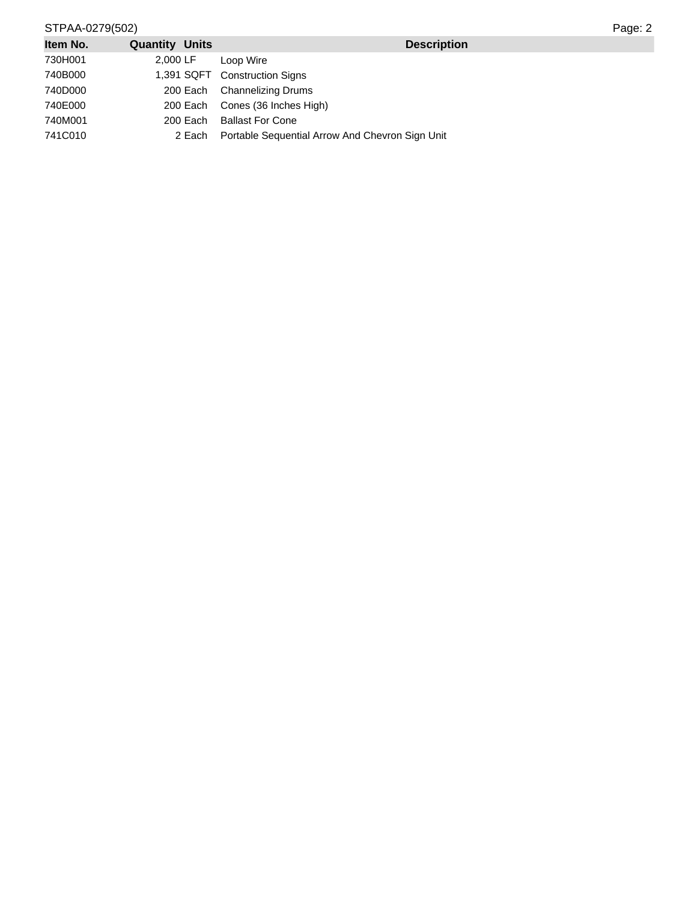| Item No. | Quantity | Units | Description |
| --- | --- | --- | --- |
| 730H001 | 2,000 | LF | Loop Wire |
| 740B000 | 1,391 | SQFT | Construction Signs |
| 740D000 | 200 | Each | Channelizing Drums |
| 740E000 | 200 | Each | Cones (36 Inches High) |
| 740M001 | 200 | Each | Ballast For Cone |
| 741C010 | 2 | Each | Portable Sequential Arrow And Chevron Sign Unit |